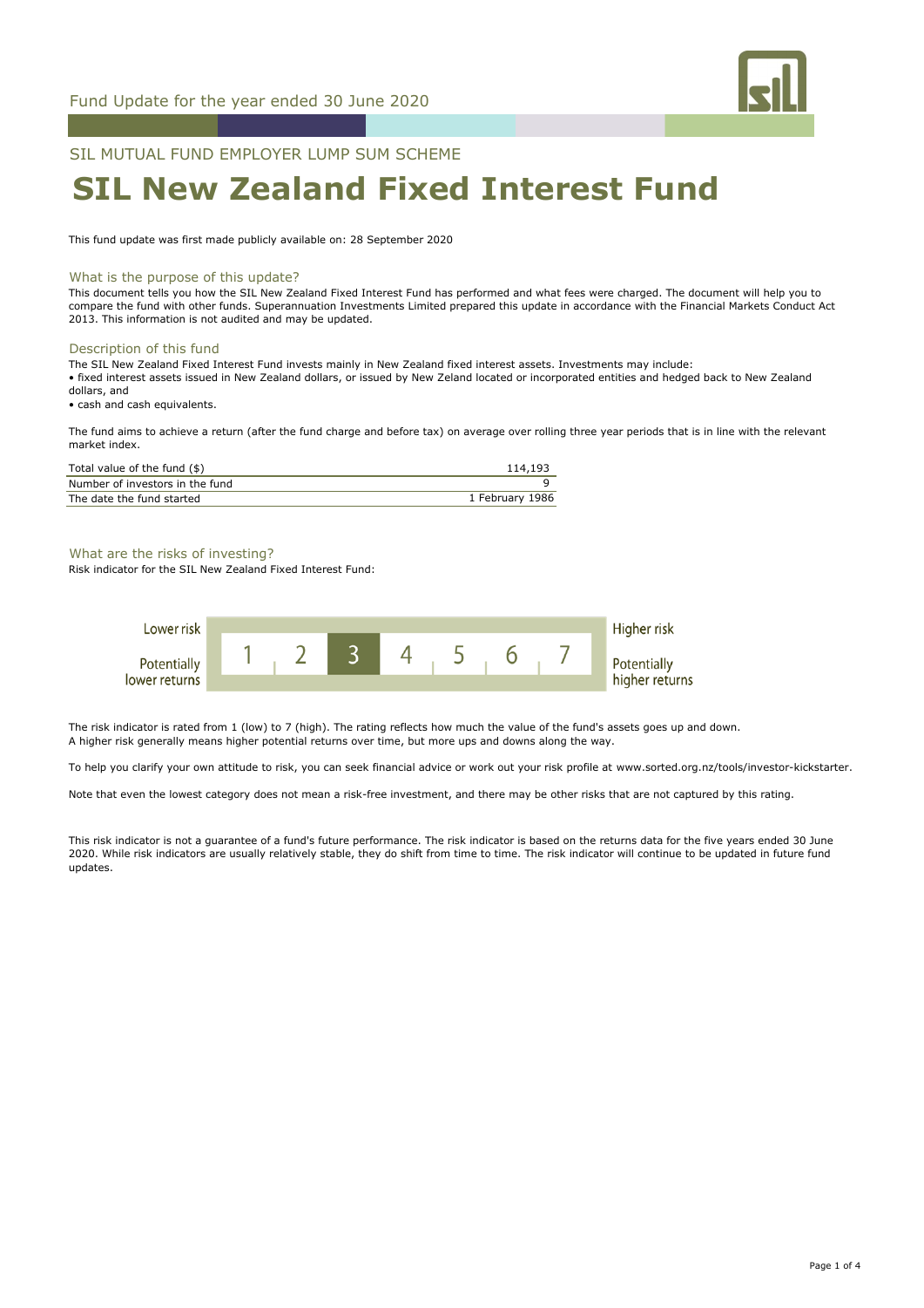Fund Update for the year ended 30 June 2020

SIL MUTUAL FUND EMPLOYER LUMP SUM SCHEME

# SIL New Zealand Fixed Interest Fund

This fund update was first made publicly available on: 28 September 2020

## What is the purpose of this update?

This document tells you how the SIL New Zealand Fixed Interest Fund has performed and what fees were charged. The document will help you to compare the fund with other funds. Superannuation Investments Limited prepared this update in accordance with the Financial Markets Conduct Act 2013. This information is not audited and may be updated.

## Description of this fund

The SIL New Zealand Fixed Interest Fund invests mainly in New Zealand fixed interest assets. Investments may include:

- fixed interest assets issued in New Zealand dollars, or issued by New Zeland located or incorporated entities and hedged back to New Zealand dollars, and
- cash and cash equivalents.

The fund aims to achieve a return (after the fund charge and before tax) on average over rolling three year periods that is in line with the relevant market index.

| | |
|---|---|
| Total value of the fund ($) | 114,193 |
| Number of investors in the fund | 9 |
| The date the fund started | 1 February 1986 |

## What are the risks of investing?

Risk indicator for the SIL New Zealand Fixed Interest Fund:

| Lower risk / Potentially lower returns | 1 | 2 | **3** | 4 | 5 | 6 | 7 | Higher risk / Potentially higher returns |
|---|---|---|---|---|---|---|---|---|

The risk indicator is rated from 1 (low) to 7 (high). The rating reflects how much the value of the fund's assets goes up and down. A higher risk generally means higher potential returns over time, but more ups and downs along the way.

To help you clarify your own attitude to risk, you can seek financial advice or work out your risk profile at www.sorted.org.nz/tools/investor-kickstarter.

Note that even the lowest category does not mean a risk-free investment, and there may be other risks that are not captured by this rating.

This risk indicator is not a guarantee of a fund's future performance. The risk indicator is based on the returns data for the five years ended 30 June 2020. While risk indicators are usually relatively stable, they do shift from time to time. The risk indicator will continue to be updated in future fund updates.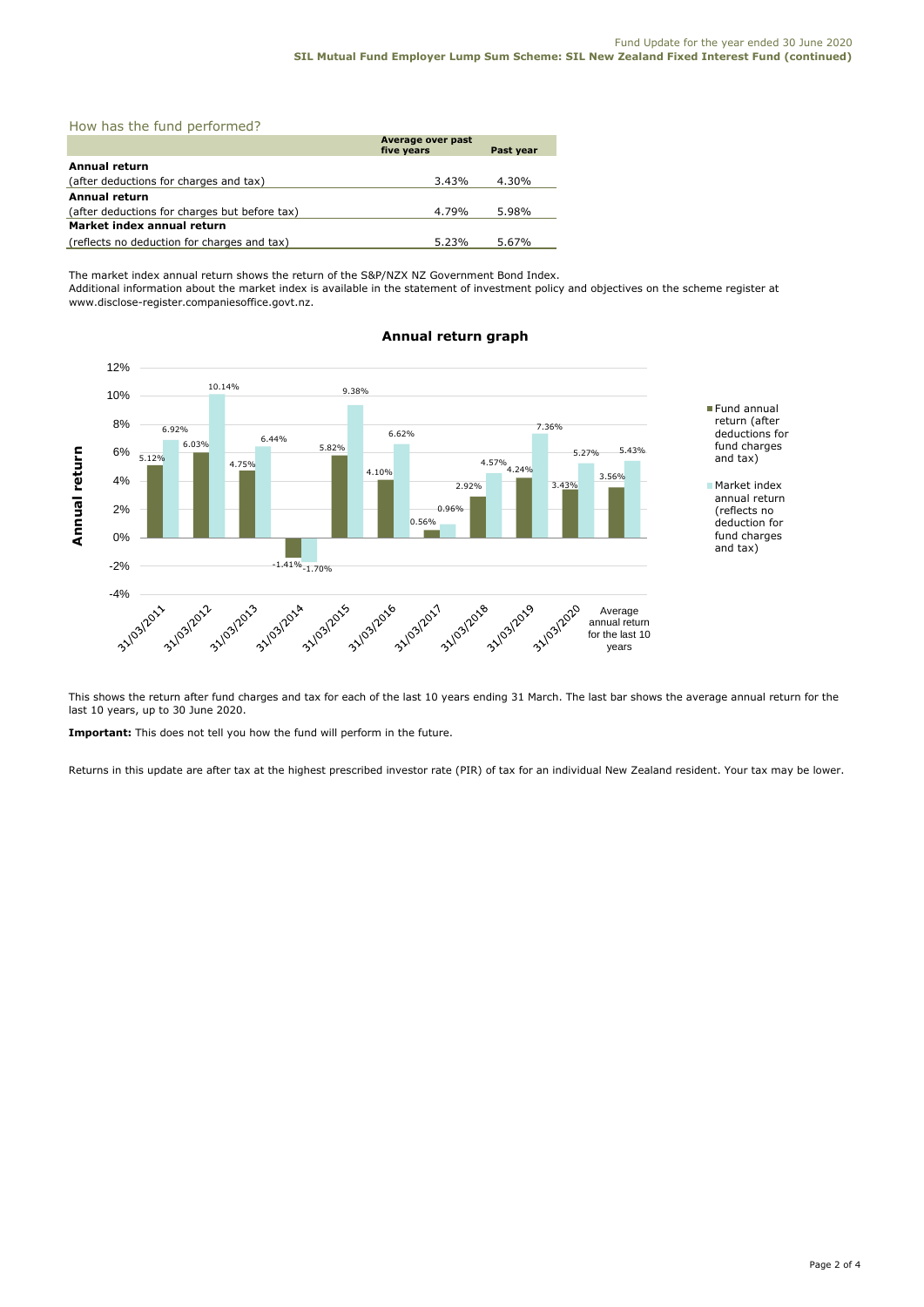## How has the fund performed?

| | Average over past five years | Past year |
|---|---|---|
| **Annual return** | | |
| (after deductions for charges and tax) | 3.43% | 4.30% |
| **Annual return** | | |
| (after deductions for charges but before tax) | 4.79% | 5.98% |
| **Market index annual return** | | |
| (reflects no deduction for charges and tax) | 5.23% | 5.67% |

The market index annual return shows the return of the S&P/NZX NZ Government Bond Index.
Additional information about the market index is available in the statement of investment policy and objectives on the scheme register at www.disclose-register.companiesoffice.govt.nz.

**Annual return graph**

| | Fund annual return (after deductions for fund charges and tax) | Market index annual return (reflects no deduction for fund charges and tax) |
|---|---|---|
| 31/03/2011 | 5.12% | 6.92% |
| 31/03/2012 | 6.03% | 10.14% |
| 31/03/2013 | 4.75% | 6.44% |
| 31/03/2014 | -1.41% | -1.70% |
| 31/03/2015 | 5.82% | 9.38% |
| 31/03/2016 | 4.10% | 6.62% |
| 31/03/2017 | 0.56% | 0.96% |
| 31/03/2018 | 2.92% | 4.57% |
| 31/03/2019 | 4.24% | 7.36% |
| 31/03/2020 | 3.43% | 5.27% |
| Average annual return for the last 10 years | 3.56% | 5.43% |

This shows the return after fund charges and tax for each of the last 10 years ending 31 March. The last bar shows the average annual return for the last 10 years, up to 30 June 2020.

**Important:** This does not tell you how the fund will perform in the future.

Returns in this update are after tax at the highest prescribed investor rate (PIR) of tax for an individual New Zealand resident. Your tax may be lower.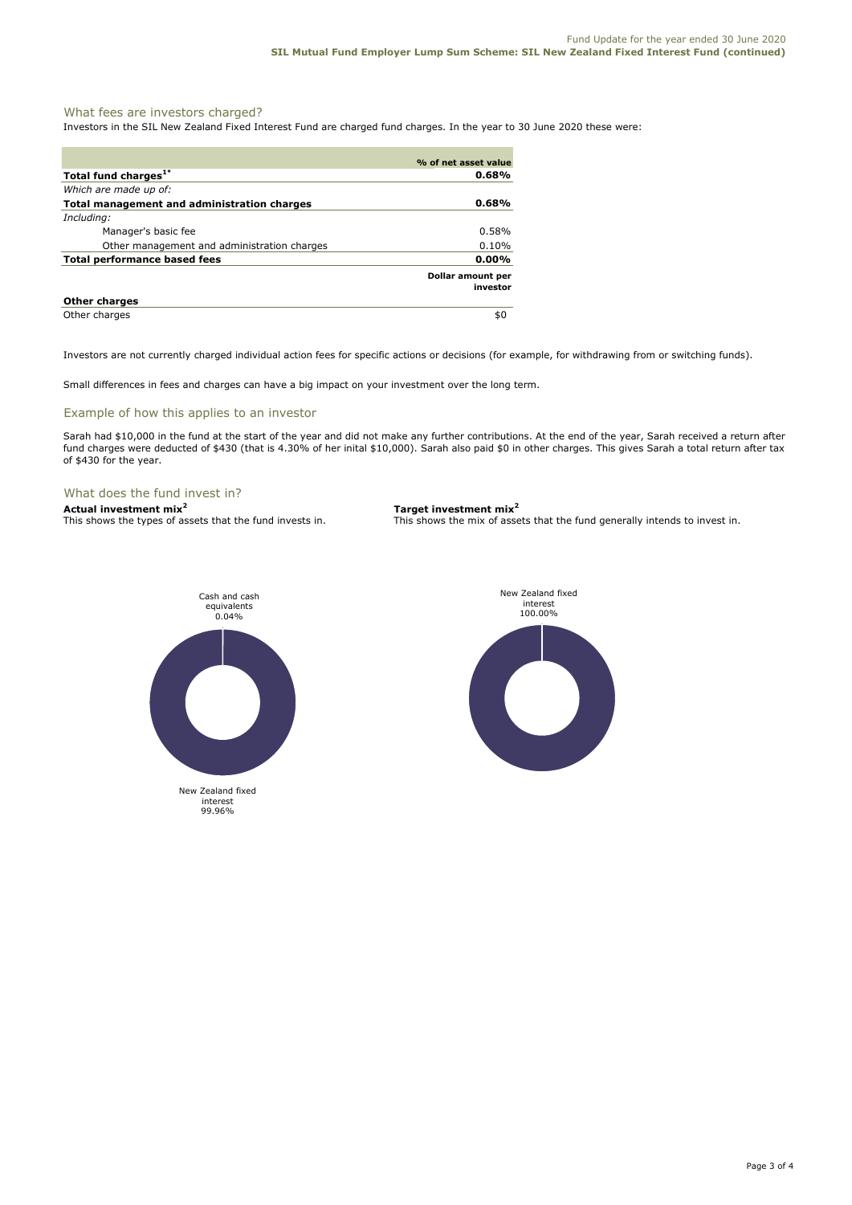## What fees are investors charged?

Investors in the SIL New Zealand Fixed Interest Fund are charged fund charges. In the year to 30 June 2020 these were:

| | % of net asset value |
|---|---|
| **Total fund charges[1*]** | **0.68%** |
| *Which are made up of:* | |
| **Total management and administration charges** | **0.68%** |
| *Including:* | |
| Manager's basic fee | 0.58% |
| Other management and administration charges | 0.10% |
| **Total performance based fees** | **0.00%** |
| | **Dollar amount per investor** |
| **Other charges** | |
| Other charges | $0 |

Investors are not currently charged individual action fees for specific actions or decisions (for example, for withdrawing from or switching funds).

Small differences in fees and charges can have a big impact on your investment over the long term.

## Example of how this applies to an investor

Sarah had $10,000 in the fund at the start of the year and did not make any further contributions. At the end of the year, Sarah received a return after fund charges were deducted of $430 (that is 4.30% of her inital $10,000). Sarah also paid $0 in other charges. This gives Sarah a total return after tax of $430 for the year.

## What does the fund invest in?

**Actual investment mix[2]**
This shows the types of assets that the fund invests in.

Cash and cash equivalents 0.04%
New Zealand fixed interest 99.96%

**Target investment mix[2]**
This shows the mix of assets that the fund generally intends to invest in.

New Zealand fixed interest 100.00%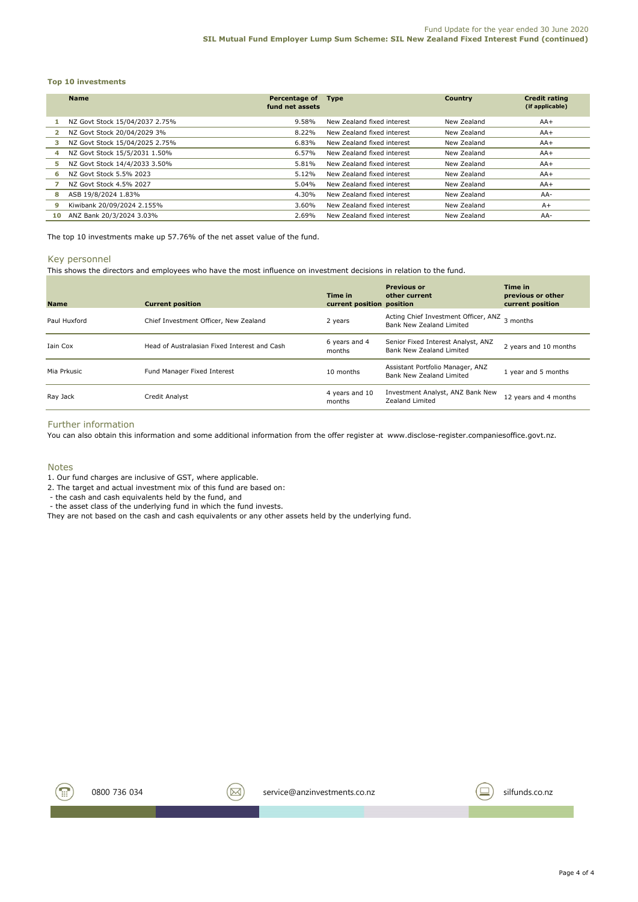### Top 10 investments

| | Name | Percentage of fund net assets | Type | Country | Credit rating (if applicable) |
|---|---|---|---|---|---|
| 1 | NZ Govt Stock 15/04/2037 2.75% | 9.58% | New Zealand fixed interest | New Zealand | AA+ |
| 2 | NZ Govt Stock 20/04/2029 3% | 8.22% | New Zealand fixed interest | New Zealand | AA+ |
| 3 | NZ Govt Stock 15/04/2025 2.75% | 6.83% | New Zealand fixed interest | New Zealand | AA+ |
| 4 | NZ Govt Stock 15/5/2031 1.50% | 6.57% | New Zealand fixed interest | New Zealand | AA+ |
| 5 | NZ Govt Stock 14/4/2033 3.50% | 5.81% | New Zealand fixed interest | New Zealand | AA+ |
| 6 | NZ Govt Stock 5.5% 2023 | 5.12% | New Zealand fixed interest | New Zealand | AA+ |
| 7 | NZ Govt Stock 4.5% 2027 | 5.04% | New Zealand fixed interest | New Zealand | AA+ |
| 8 | ASB 19/8/2024 1.83% | 4.30% | New Zealand fixed interest | New Zealand | AA- |
| 9 | Kiwibank 20/09/2024 2.155% | 3.60% | New Zealand fixed interest | New Zealand | A+ |
| 10 | ANZ Bank 20/3/2024 3.03% | 2.69% | New Zealand fixed interest | New Zealand | AA- |

The top 10 investments make up 57.76% of the net asset value of the fund.

## Key personnel

This shows the directors and employees who have the most influence on investment decisions in relation to the fund.

| Name | Current position | Time in current position | Previous or other current position | Time in previous or other current position |
|---|---|---|---|---|
| Paul Huxford | Chief Investment Officer, New Zealand | 2 years | Acting Chief Investment Officer, ANZ Bank New Zealand Limited | 3 months |
| Iain Cox | Head of Australasian Fixed Interest and Cash | 6 years and 4 months | Senior Fixed Interest Analyst, ANZ Bank New Zealand Limited | 2 years and 10 months |
| Mia Prkusic | Fund Manager Fixed Interest | 10 months | Assistant Portfolio Manager, ANZ Bank New Zealand Limited | 1 year and 5 months |
| Ray Jack | Credit Analyst | 4 years and 10 months | Investment Analyst, ANZ Bank New Zealand Limited | 12 years and 4 months |

## Further information

You can also obtain this information and some additional information from the offer register at www.disclose-register.companiesoffice.govt.nz.

## Notes

1. Our fund charges are inclusive of GST, where applicable.
2. The target and actual investment mix of this fund are based on:
 - the cash and cash equivalents held by the fund, and
 - the asset class of the underlying fund in which the fund invests.

They are not based on the cash and cash equivalents or any other assets held by the underlying fund.

0800 736 034 service@anzinvestments.co.nz silfunds.co.nz